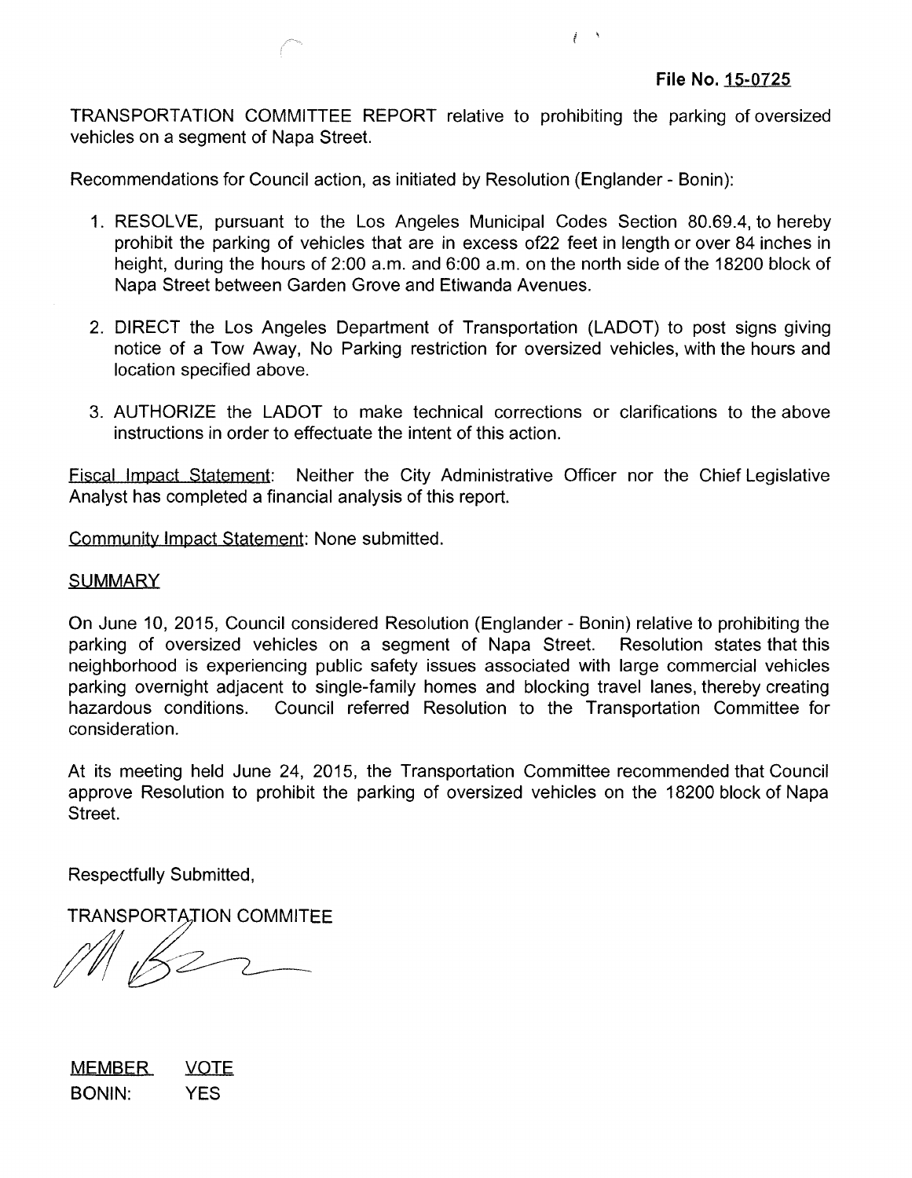**File No. 15-0725**

TRANSPORTATION COMMITTEE REPORT relative to prohibiting the parking of oversized vehicles on a segment of Napa Street.

Recommendations for Council action, as initiated by Resolution (Englander - Bonin):

1. RESOLVE, pursuant to the Los Angeles Municipal Codes Section 80.69.4, to hereby prohibit the parking of vehicles that are in excess of22 feet in length or over 84 inches in height, during the hours of 2:00 a.m. and 6:00 a.m. on the north side of the 18200 block of Napa Street between Garden Grove and Etiwanda Avenues.

2. DIRECT the Los Angeles Department of Transportation (LADOT) to post signs giving notice of a Tow Away, No Parking restriction for oversized vehicles, with the hours and location specified above.

3. AUTHORIZE the LADOT to make technical corrections or clarifications to the above instructions in order to effectuate the intent of this action.

Fiscal Impact Statement: Neither the City Administrative Officer nor the Chief Legislative Analyst has completed a financial analysis of this report.

Community Impact Statement: None submitted.

SUMMARY

On June 10, 2015, Council considered Resolution (Englander - Bonin) relative to prohibiting the parking of oversized vehicles on a segment of Napa Street. Resolution states that this neighborhood is experiencing public safety issues associated with large commercial vehicles parking overnight adjacent to single-family homes and blocking travel lanes, thereby creating hazardous conditions. Council referred Resolution to the Transportation Committee for consideration.

At its meeting held June 24, 2015, the Transportation Committee recommended that Council approve Resolution to prohibit the parking of oversized vehicles on the 18200 block of Napa Street.

Respectfully Submitted,

TRANSPORTATION COMMITEE

| MEMBER | VOTE |
| --- | --- |
| BONIN: | YES |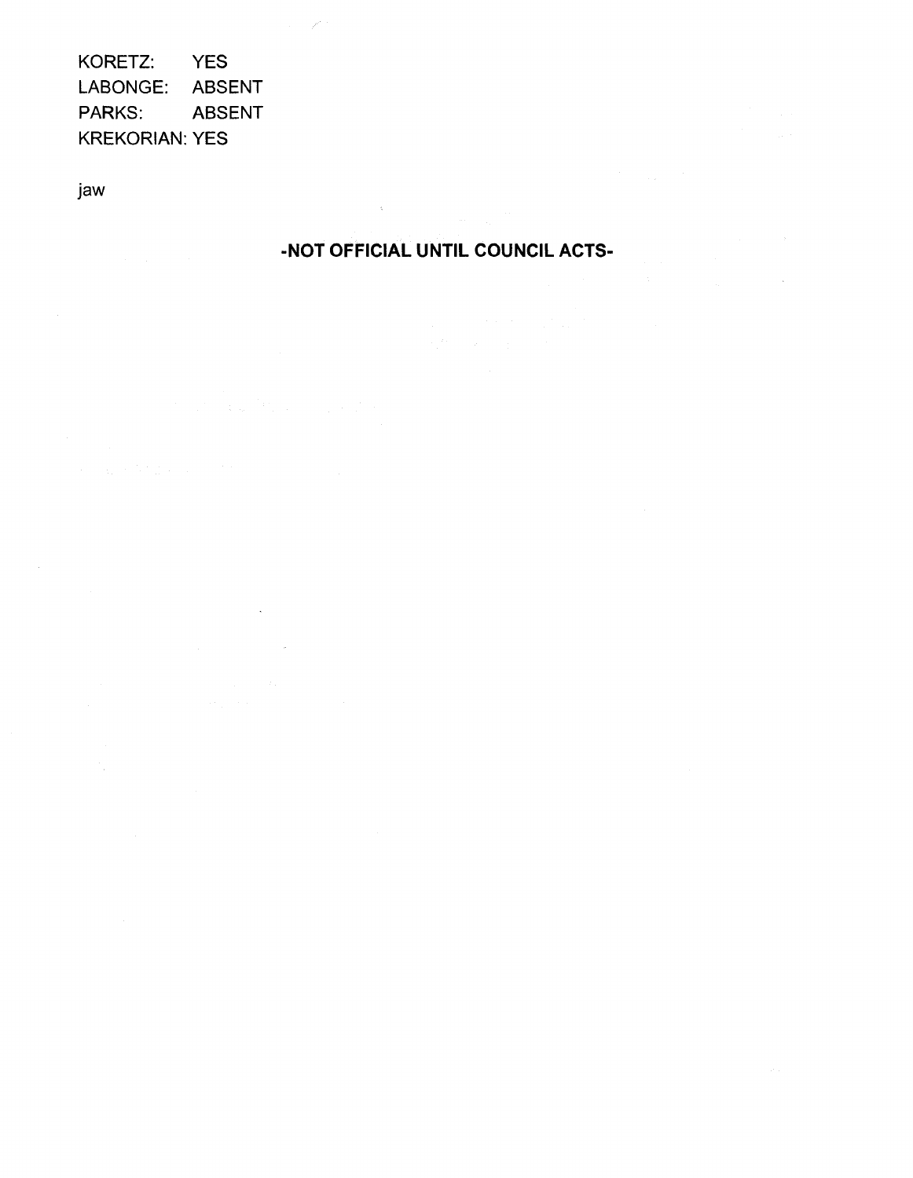KORETZ: YES
LABONGE: ABSENT
PARKS: ABSENT
KREKORIAN: YES

jaw

**-NOT OFFICIAL UNTIL COUNCIL ACTS-**